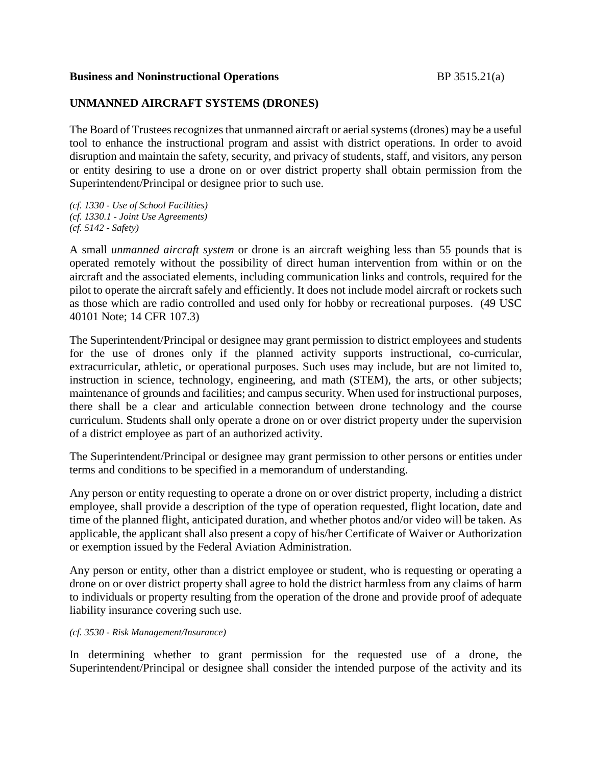**Business and Noninstructional Operations** BP 3515.21(a)

## UNMANNED AIRCRAFT SYSTEMS (DRONES)

The Board of Trustees recognizes that unmanned aircraft or aerial systems (drones) may be a useful tool to enhance the instructional program and assist with district operations. In order to avoid disruption and maintain the safety, security, and privacy of students, staff, and visitors, any person or entity desiring to use a drone on or over district property shall obtain permission from the Superintendent/Principal or designee prior to such use.

*(cf. 1330 - Use of School Facilities)*
*(cf. 1330.1 - Joint Use Agreements)*
*(cf. 5142 - Safety)*

A small *unmanned aircraft system* or drone is an aircraft weighing less than 55 pounds that is operated remotely without the possibility of direct human intervention from within or on the aircraft and the associated elements, including communication links and controls, required for the pilot to operate the aircraft safely and efficiently. It does not include model aircraft or rockets such as those which are radio controlled and used only for hobby or recreational purposes. (49 USC 40101 Note; 14 CFR 107.3)

The Superintendent/Principal or designee may grant permission to district employees and students for the use of drones only if the planned activity supports instructional, co-curricular, extracurricular, athletic, or operational purposes. Such uses may include, but are not limited to, instruction in science, technology, engineering, and math (STEM), the arts, or other subjects; maintenance of grounds and facilities; and campus security. When used for instructional purposes, there shall be a clear and articulable connection between drone technology and the course curriculum. Students shall only operate a drone on or over district property under the supervision of a district employee as part of an authorized activity.

The Superintendent/Principal or designee may grant permission to other persons or entities under terms and conditions to be specified in a memorandum of understanding.

Any person or entity requesting to operate a drone on or over district property, including a district employee, shall provide a description of the type of operation requested, flight location, date and time of the planned flight, anticipated duration, and whether photos and/or video will be taken. As applicable, the applicant shall also present a copy of his/her Certificate of Waiver or Authorization or exemption issued by the Federal Aviation Administration.

Any person or entity, other than a district employee or student, who is requesting or operating a drone on or over district property shall agree to hold the district harmless from any claims of harm to individuals or property resulting from the operation of the drone and provide proof of adequate liability insurance covering such use.

*(cf. 3530 - Risk Management/Insurance)*

In determining whether to grant permission for the requested use of a drone, the Superintendent/Principal or designee shall consider the intended purpose of the activity and its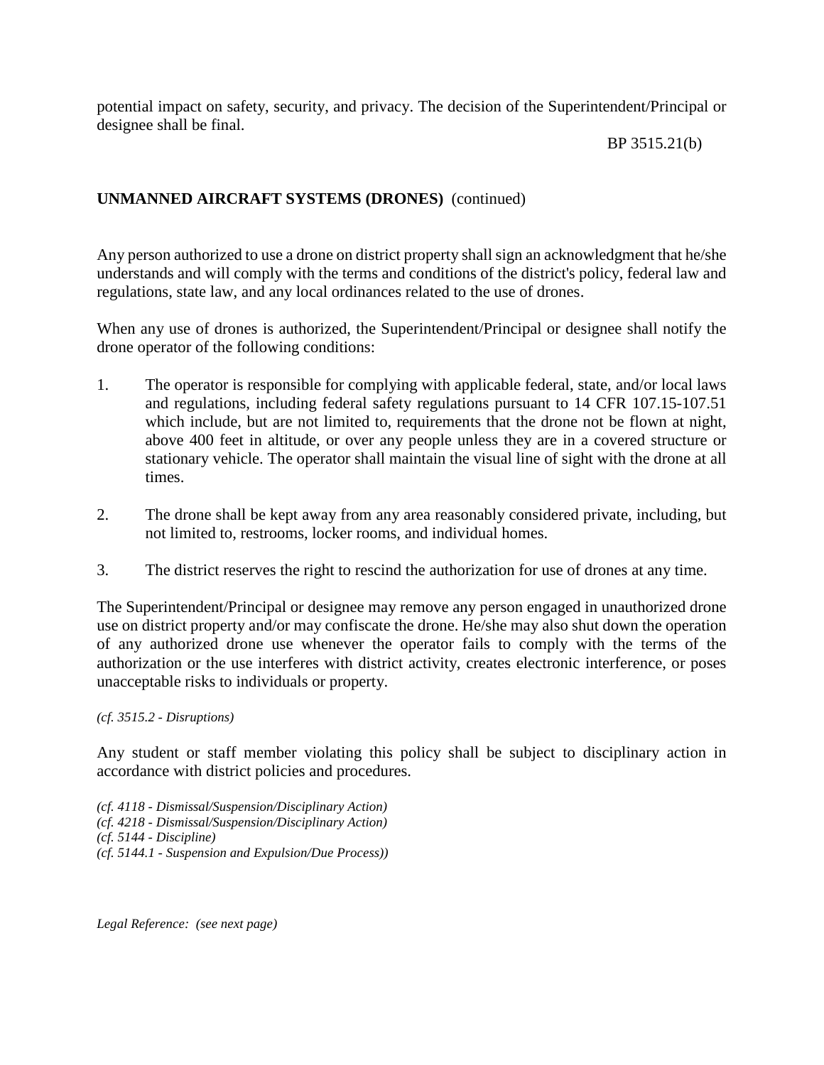potential impact on safety, security, and privacy. The decision of the Superintendent/Principal or designee shall be final.

**UNMANNED AIRCRAFT SYSTEMS (DRONES)** (continued)

Any person authorized to use a drone on district property shall sign an acknowledgment that he/she understands and will comply with the terms and conditions of the district's policy, federal law and regulations, state law, and any local ordinances related to the use of drones.

When any use of drones is authorized, the Superintendent/Principal or designee shall notify the drone operator of the following conditions:

1. The operator is responsible for complying with applicable federal, state, and/or local laws and regulations, including federal safety regulations pursuant to 14 CFR 107.15-107.51 which include, but are not limited to, requirements that the drone not be flown at night, above 400 feet in altitude, or over any people unless they are in a covered structure or stationary vehicle. The operator shall maintain the visual line of sight with the drone at all times.

2. The drone shall be kept away from any area reasonably considered private, including, but not limited to, restrooms, locker rooms, and individual homes.

3. The district reserves the right to rescind the authorization for use of drones at any time.

The Superintendent/Principal or designee may remove any person engaged in unauthorized drone use on district property and/or may confiscate the drone. He/she may also shut down the operation of any authorized drone use whenever the operator fails to comply with the terms of the authorization or the use interferes with district activity, creates electronic interference, or poses unacceptable risks to individuals or property.

*(cf. 3515.2 - Disruptions)*

Any student or staff member violating this policy shall be subject to disciplinary action in accordance with district policies and procedures.

*(cf. 4118 - Dismissal/Suspension/Disciplinary Action)*
*(cf. 4218 - Dismissal/Suspension/Disciplinary Action)*
*(cf. 5144 - Discipline)*
*(cf. 5144.1 - Suspension and Expulsion/Due Process))*

*Legal Reference: (see next page)*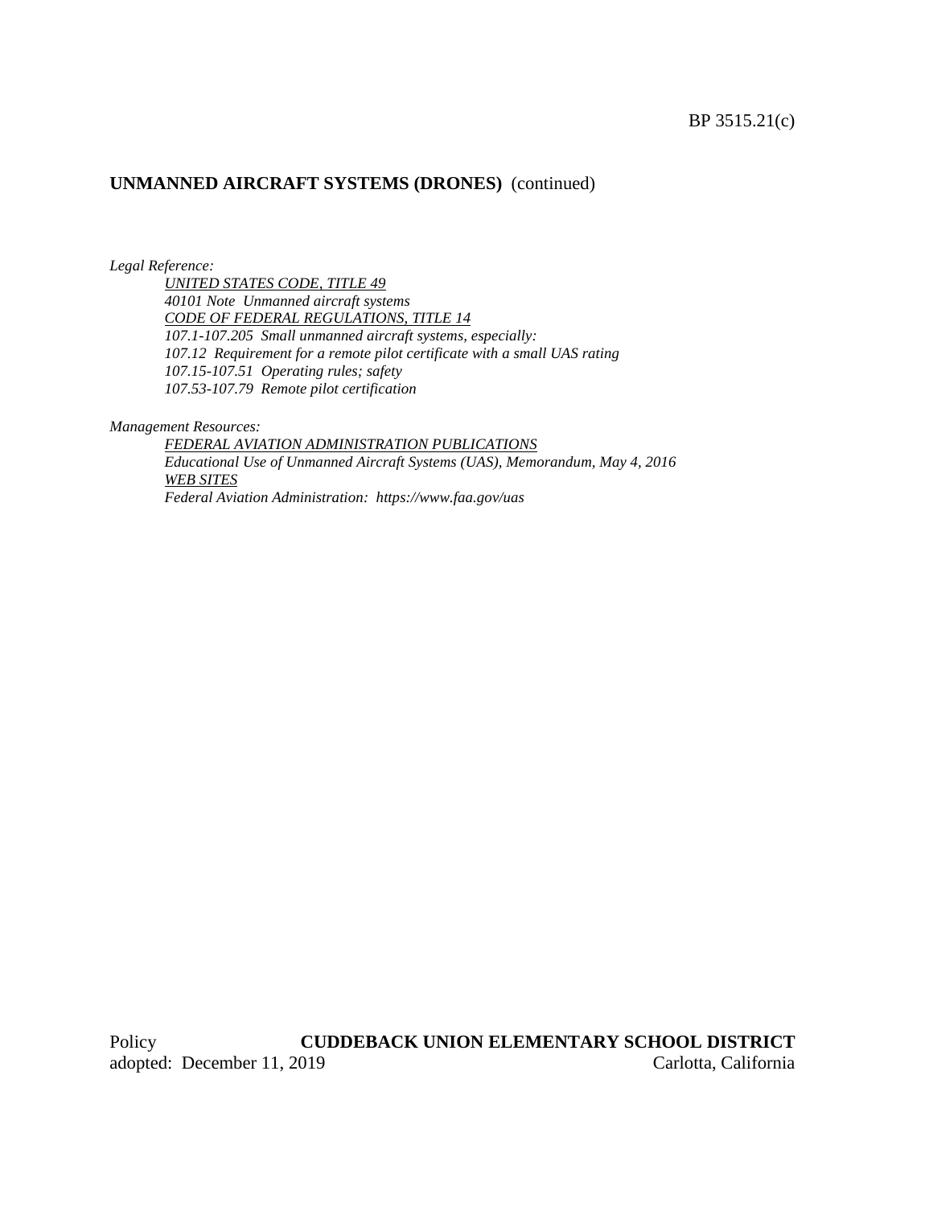## UNMANNED AIRCRAFT SYSTEMS (DRONES) (continued)

*Legal Reference:*

*UNITED STATES CODE, TITLE 49*

*40101 Note Unmanned aircraft systems*

*CODE OF FEDERAL REGULATIONS, TITLE 14*

*107.1-107.205 Small unmanned aircraft systems, especially:*

*107.12 Requirement for a remote pilot certificate with a small UAS rating*

*107.15-107.51 Operating rules; safety*

*107.53-107.79 Remote pilot certification*

*Management Resources:*

*FEDERAL AVIATION ADMINISTRATION PUBLICATIONS*

*Educational Use of Unmanned Aircraft Systems (UAS), Memorandum, May 4, 2016*

*WEB SITES*

*Federal Aviation Administration: https://www.faa.gov/uas*

Policy adopted: December 11, 2019

**CUDDEBACK UNION ELEMENTARY SCHOOL DISTRICT**
Carlotta, California